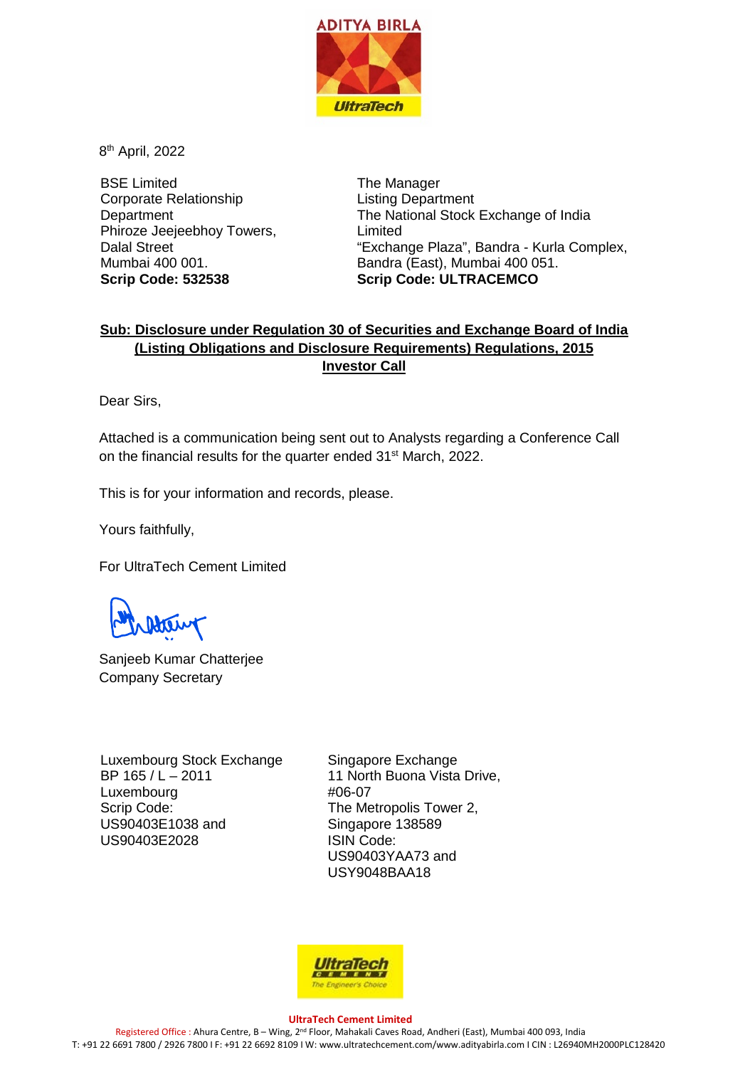8th April, 2022

BSE Limited
Corporate Relationship Department
Phiroze Jeejeebhoy Towers,
Dalal Street
Mumbai 400 001.
**Scrip Code: 532538**

The Manager
Listing Department
The National Stock Exchange of India Limited
"Exchange Plaza", Bandra - Kurla Complex,
Bandra (East), Mumbai 400 051.
**Scrip Code: ULTRACEMCO**

**Sub: Disclosure under Regulation 30 of Securities and Exchange Board of India (Listing Obligations and Disclosure Requirements) Regulations, 2015**
**Investor Call**

Dear Sirs,

Attached is a communication being sent out to Analysts regarding a Conference Call on the financial results for the quarter ended 31st March, 2022.

This is for your information and records, please.

Yours faithfully,

For UltraTech Cement Limited

Sanjeeb Kumar Chatterjee
Company Secretary

Luxembourg Stock Exchange
BP 165 / L – 2011
Luxembourg
Scrip Code:
US90403E1038 and
US90403E2028

Singapore Exchange
11 North Buona Vista Drive,
#06-07
The Metropolis Tower 2,
Singapore 138589
ISIN Code:
US90403YAA73 and
USY9048BAA18

**UltraTech Cement Limited**
Registered Office : Ahura Centre, B – Wing, 2nd Floor, Mahakali Caves Road, Andheri (East), Mumbai 400 093, India
T: +91 22 6691 7800 / 2926 7800 I F: +91 22 6692 8109 I W: www.ultratechcement.com/www.adityabirla.com I CIN : L26940MH2000PLC128420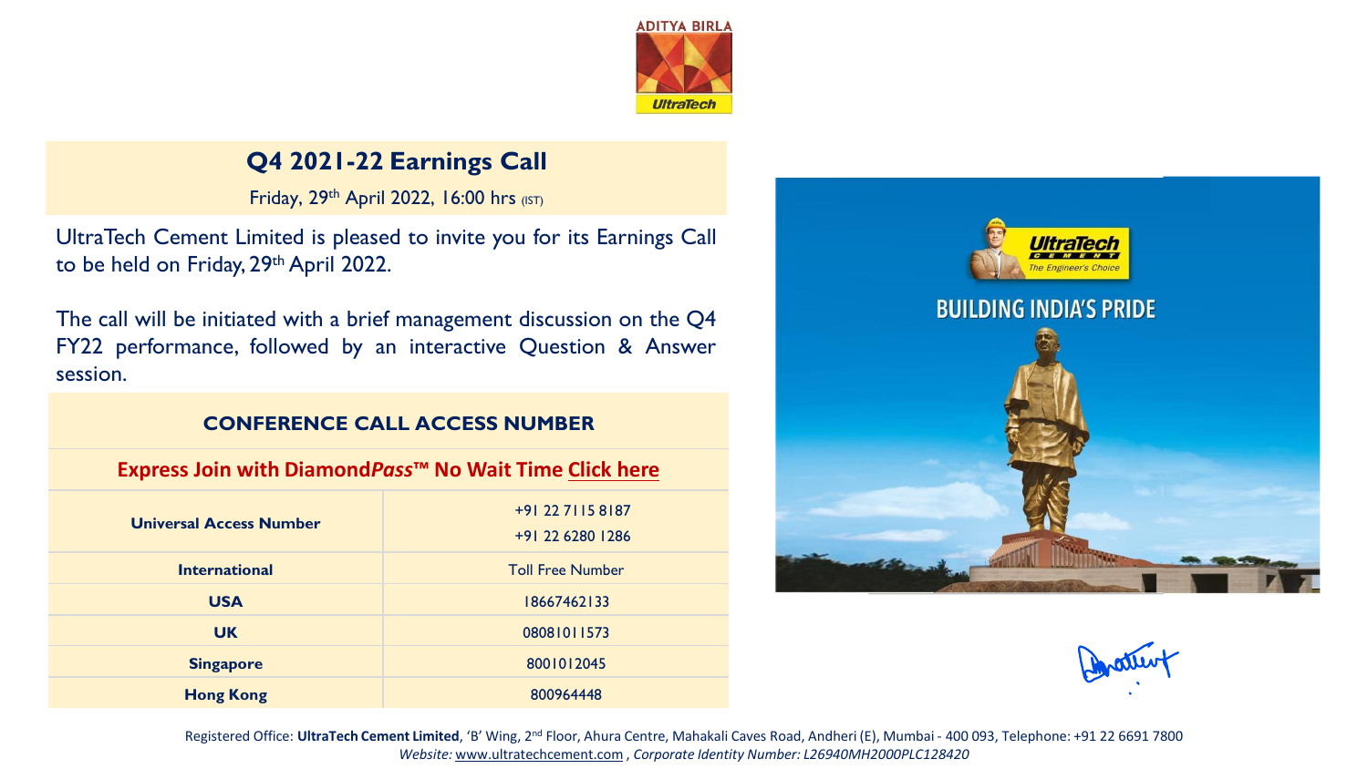ADITYA BIRLA

UltraTech

## Q4 2021-22 Earnings Call

Friday, 29th April 2022, 16:00 hrs (IST)

UltraTech Cement Limited is pleased to invite you for its Earnings Call to be held on Friday, 29th April 2022.

The call will be initiated with a brief management discussion on the Q4 FY22 performance, followed by an interactive Question & Answer session.

### CONFERENCE CALL ACCESS NUMBER

**Express Join with Diamond*Pass*™ No Wait Time Click here**

| | |
|---|---|
| **Universal Access Number** | +91 22 7115 8187<br>+91 22 6280 1286 |
| **International** | Toll Free Number |
| **USA** | 18667462133 |
| **UK** | 08081011573 |
| **Singapore** | 8001012045 |
| **Hong Kong** | 800964448 |

UltraTech CEMENT The Engineer's Choice

BUILDING INDIA'S PRIDE

Registered Office: **UltraTech Cement Limited**, 'B' Wing, 2nd Floor, Ahura Centre, Mahakali Caves Road, Andheri (E), Mumbai - 400 093, Telephone: +91 22 6691 7800
*Website:* www.ultratechcement.com , *Corporate Identity Number: L26940MH2000PLC128420*